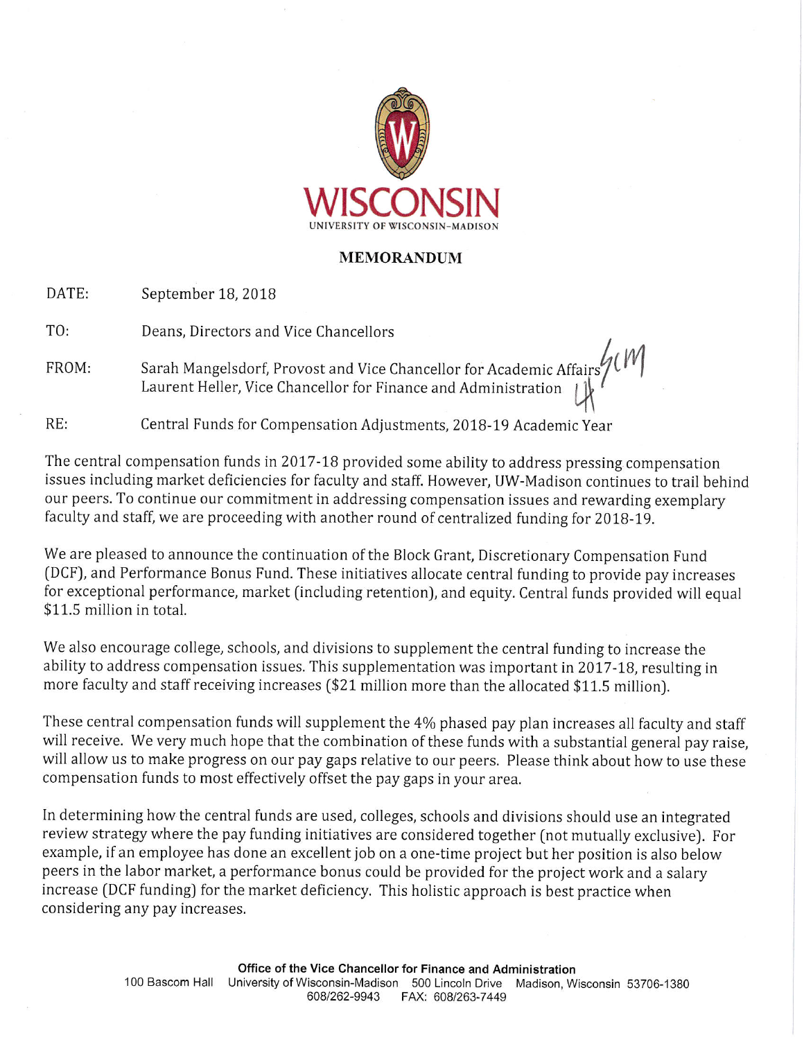WISCONSIN
UNIVERSITY OF WISCONSIN–MADISON

## MEMORANDUM

DATE: September 18, 2018

TO: Deans, Directors and Vice Chancellors

FROM: Sarah Mangelsdorf, Provost and Vice Chancellor for Academic Affairs
Laurent Heller, Vice Chancellor for Finance and Administration

RE: Central Funds for Compensation Adjustments, 2018-19 Academic Year

The central compensation funds in 2017-18 provided some ability to address pressing compensation issues including market deficiencies for faculty and staff. However, UW-Madison continues to trail behind our peers. To continue our commitment in addressing compensation issues and rewarding exemplary faculty and staff, we are proceeding with another round of centralized funding for 2018-19.

We are pleased to announce the continuation of the Block Grant, Discretionary Compensation Fund (DCF), and Performance Bonus Fund. These initiatives allocate central funding to provide pay increases for exceptional performance, market (including retention), and equity. Central funds provided will equal $11.5 million in total.

We also encourage college, schools, and divisions to supplement the central funding to increase the ability to address compensation issues. This supplementation was important in 2017-18, resulting in more faculty and staff receiving increases ($21 million more than the allocated $11.5 million).

These central compensation funds will supplement the 4% phased pay plan increases all faculty and staff will receive. We very much hope that the combination of these funds with a substantial general pay raise, will allow us to make progress on our pay gaps relative to our peers. Please think about how to use these compensation funds to most effectively offset the pay gaps in your area.

In determining how the central funds are used, colleges, schools and divisions should use an integrated review strategy where the pay funding initiatives are considered together (not mutually exclusive). For example, if an employee has done an excellent job on a one-time project but her position is also below peers in the labor market, a performance bonus could be provided for the project work and a salary increase (DCF funding) for the market deficiency. This holistic approach is best practice when considering any pay increases.

**Office of the Vice Chancellor for Finance and Administration**
100 Bascom Hall University of Wisconsin-Madison 500 Lincoln Drive Madison, Wisconsin 53706-1380
608/262-9943 FAX: 608/263-7449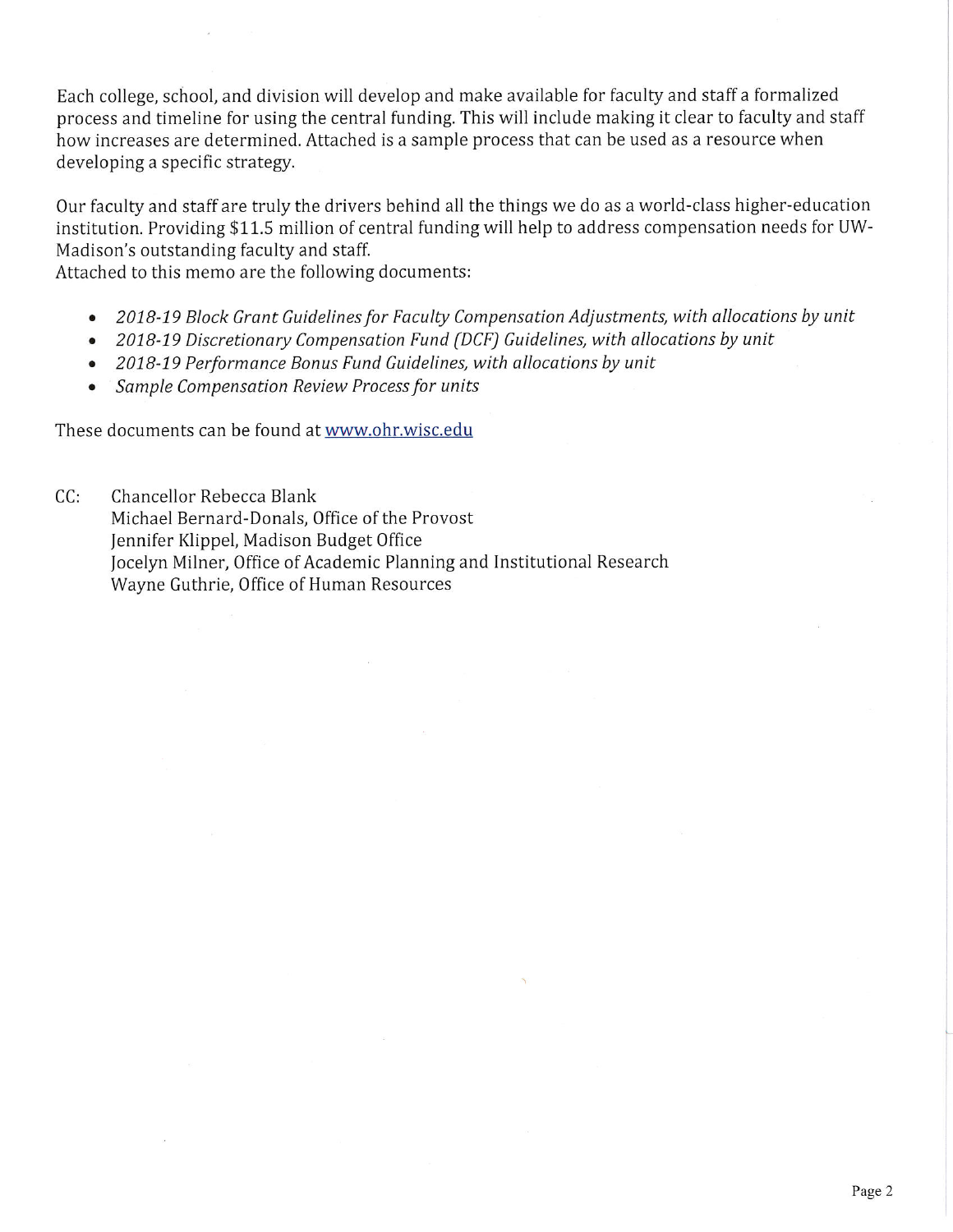Each college, school, and division will develop and make available for faculty and staff a formalized process and timeline for using the central funding. This will include making it clear to faculty and staff how increases are determined. Attached is a sample process that can be used as a resource when developing a specific strategy.

Our faculty and staff are truly the drivers behind all the things we do as a world-class higher-education institution. Providing $11.5 million of central funding will help to address compensation needs for UW-Madison's outstanding faculty and staff.

Attached to this memo are the following documents:

- *2018-19 Block Grant Guidelines for Faculty Compensation Adjustments, with allocations by unit*
- *2018-19 Discretionary Compensation Fund (DCF) Guidelines, with allocations by unit*
- *2018-19 Performance Bonus Fund Guidelines, with allocations by unit*
- *Sample Compensation Review Process for units*

These documents can be found at www.ohr.wisc.edu

CC: Chancellor Rebecca Blank
Michael Bernard-Donals, Office of the Provost
Jennifer Klippel, Madison Budget Office
Jocelyn Milner, Office of Academic Planning and Institutional Research
Wayne Guthrie, Office of Human Resources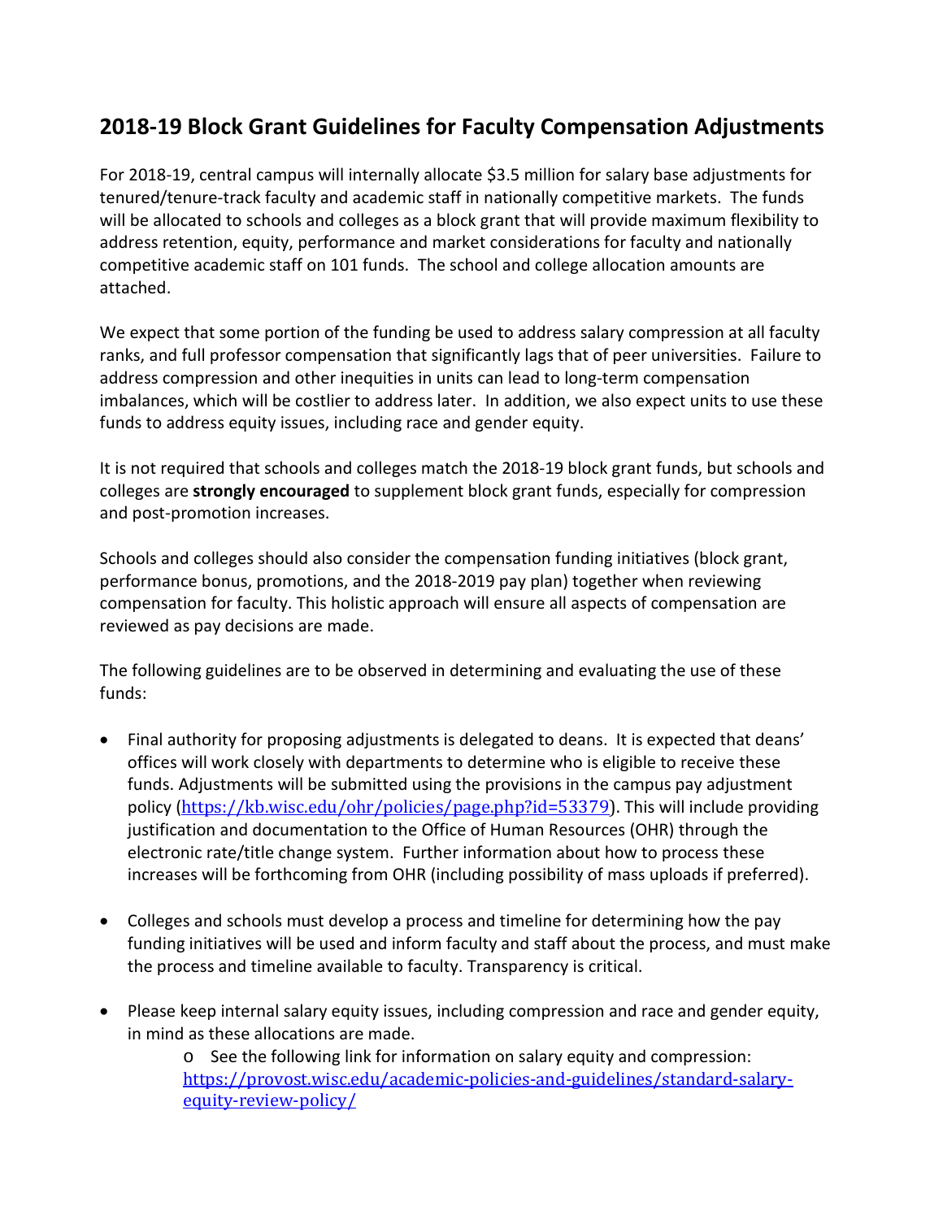## 2018-19 Block Grant Guidelines for Faculty Compensation Adjustments

For 2018-19, central campus will internally allocate $3.5 million for salary base adjustments for tenured/tenure-track faculty and academic staff in nationally competitive markets. The funds will be allocated to schools and colleges as a block grant that will provide maximum flexibility to address retention, equity, performance and market considerations for faculty and nationally competitive academic staff on 101 funds. The school and college allocation amounts are attached.

We expect that some portion of the funding be used to address salary compression at all faculty ranks, and full professor compensation that significantly lags that of peer universities. Failure to address compression and other inequities in units can lead to long-term compensation imbalances, which will be costlier to address later. In addition, we also expect units to use these funds to address equity issues, including race and gender equity.

It is not required that schools and colleges match the 2018-19 block grant funds, but schools and colleges are **strongly encouraged** to supplement block grant funds, especially for compression and post-promotion increases.

Schools and colleges should also consider the compensation funding initiatives (block grant, performance bonus, promotions, and the 2018-2019 pay plan) together when reviewing compensation for faculty. This holistic approach will ensure all aspects of compensation are reviewed as pay decisions are made.

The following guidelines are to be observed in determining and evaluating the use of these funds:

- Final authority for proposing adjustments is delegated to deans. It is expected that deans' offices will work closely with departments to determine who is eligible to receive these funds. Adjustments will be submitted using the provisions in the campus pay adjustment policy (https://kb.wisc.edu/ohr/policies/page.php?id=53379). This will include providing justification and documentation to the Office of Human Resources (OHR) through the electronic rate/title change system. Further information about how to process these increases will be forthcoming from OHR (including possibility of mass uploads if preferred).

- Colleges and schools must develop a process and timeline for determining how the pay funding initiatives will be used and inform faculty and staff about the process, and must make the process and timeline available to faculty. Transparency is critical.

- Please keep internal salary equity issues, including compression and race and gender equity, in mind as these allocations are made.
  - See the following link for information on salary equity and compression: https://provost.wisc.edu/academic-policies-and-guidelines/standard-salary-equity-review-policy/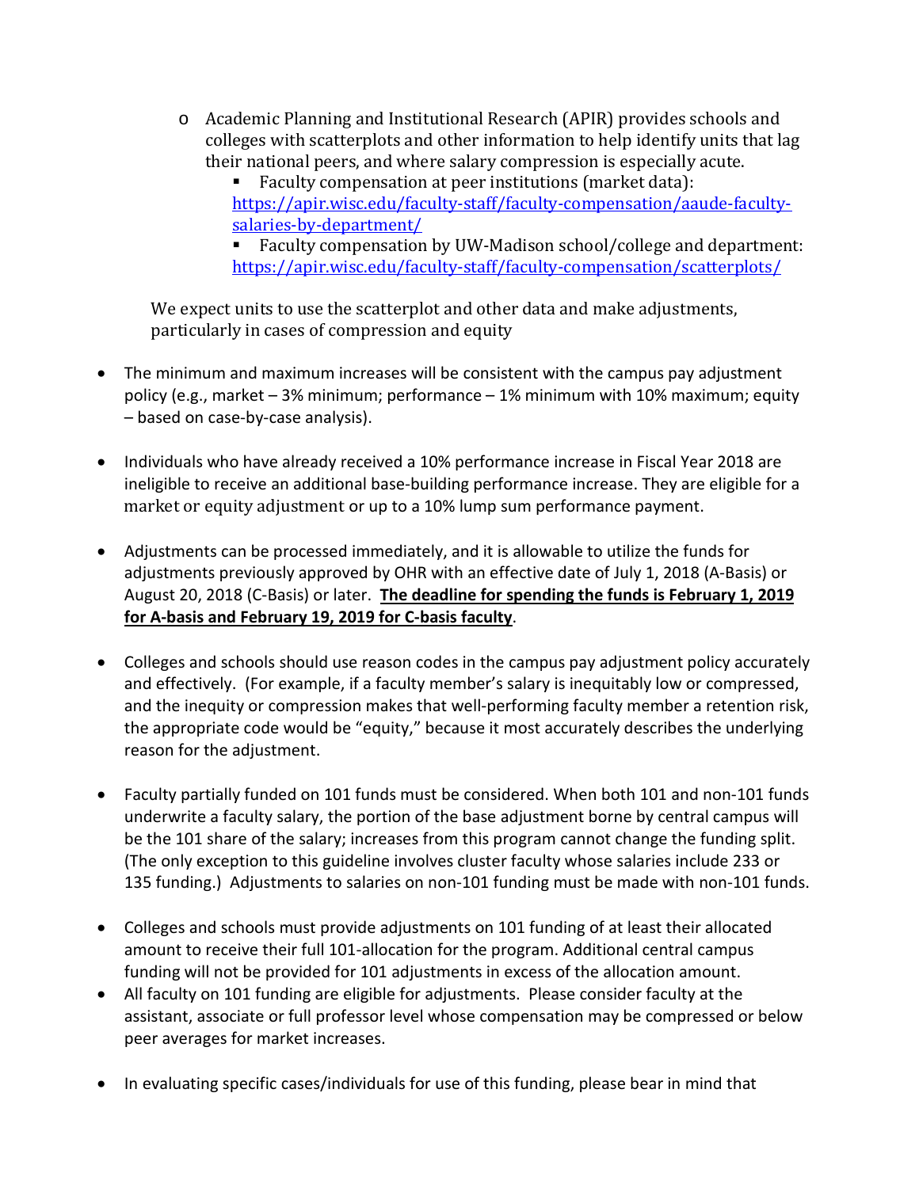- Academic Planning and Institutional Research (APIR) provides schools and colleges with scatterplots and other information to help identify units that lag their national peers, and where salary compression is especially acute.
    - Faculty compensation at peer institutions (market data): https://apir.wisc.edu/faculty-staff/faculty-compensation/aaude-faculty-salaries-by-department/
    - Faculty compensation by UW-Madison school/college and department: https://apir.wisc.edu/faculty-staff/faculty-compensation/scatterplots/

  We expect units to use the scatterplot and other data and make adjustments, particularly in cases of compression and equity

- The minimum and maximum increases will be consistent with the campus pay adjustment policy (e.g., market – 3% minimum; performance – 1% minimum with 10% maximum; equity – based on case-by-case analysis).

- Individuals who have already received a 10% performance increase in Fiscal Year 2018 are ineligible to receive an additional base-building performance increase. They are eligible for a market or equity adjustment or up to a 10% lump sum performance payment.

- Adjustments can be processed immediately, and it is allowable to utilize the funds for adjustments previously approved by OHR with an effective date of July 1, 2018 (A-Basis) or August 20, 2018 (C-Basis) or later. **The deadline for spending the funds is February 1, 2019 for A-basis and February 19, 2019 for C-basis faculty**.

- Colleges and schools should use reason codes in the campus pay adjustment policy accurately and effectively. (For example, if a faculty member's salary is inequitably low or compressed, and the inequity or compression makes that well-performing faculty member a retention risk, the appropriate code would be "equity," because it most accurately describes the underlying reason for the adjustment.

- Faculty partially funded on 101 funds must be considered. When both 101 and non-101 funds underwrite a faculty salary, the portion of the base adjustment borne by central campus will be the 101 share of the salary; increases from this program cannot change the funding split. (The only exception to this guideline involves cluster faculty whose salaries include 233 or 135 funding.) Adjustments to salaries on non-101 funding must be made with non-101 funds.

- Colleges and schools must provide adjustments on 101 funding of at least their allocated amount to receive their full 101-allocation for the program. Additional central campus funding will not be provided for 101 adjustments in excess of the allocation amount.
- All faculty on 101 funding are eligible for adjustments. Please consider faculty at the assistant, associate or full professor level whose compensation may be compressed or below peer averages for market increases.

- In evaluating specific cases/individuals for use of this funding, please bear in mind that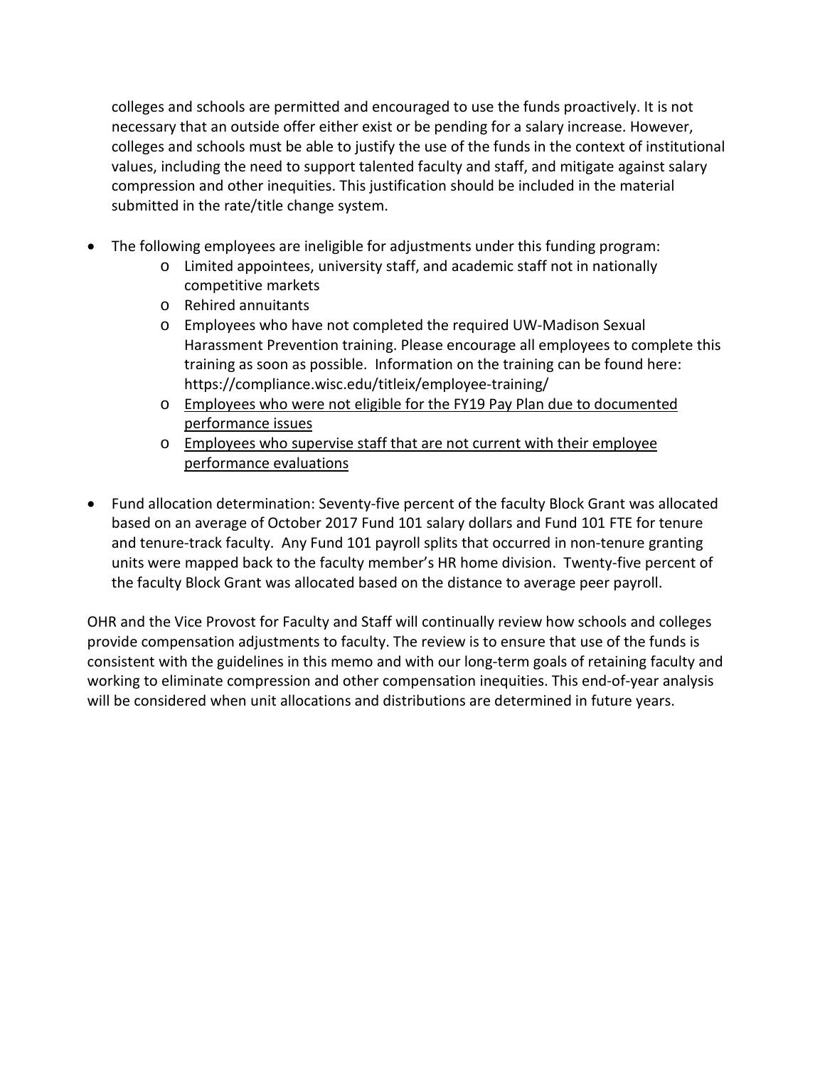colleges and schools are permitted and encouraged to use the funds proactively. It is not necessary that an outside offer either exist or be pending for a salary increase. However, colleges and schools must be able to justify the use of the funds in the context of institutional values, including the need to support talented faculty and staff, and mitigate against salary compression and other inequities. This justification should be included in the material submitted in the rate/title change system.

- The following employees are ineligible for adjustments under this funding program:
  - Limited appointees, university staff, and academic staff not in nationally competitive markets
  - Rehired annuitants
  - Employees who have not completed the required UW-Madison Sexual Harassment Prevention training. Please encourage all employees to complete this training as soon as possible. Information on the training can be found here: https://compliance.wisc.edu/titleix/employee-training/
  - <u>Employees who were not eligible for the FY19 Pay Plan due to documented performance issues</u>
  - <u>Employees who supervise staff that are not current with their employee performance evaluations</u>

- Fund allocation determination: Seventy-five percent of the faculty Block Grant was allocated based on an average of October 2017 Fund 101 salary dollars and Fund 101 FTE for tenure and tenure-track faculty. Any Fund 101 payroll splits that occurred in non-tenure granting units were mapped back to the faculty member's HR home division. Twenty-five percent of the faculty Block Grant was allocated based on the distance to average peer payroll.

OHR and the Vice Provost for Faculty and Staff will continually review how schools and colleges provide compensation adjustments to faculty. The review is to ensure that use of the funds is consistent with the guidelines in this memo and with our long-term goals of retaining faculty and working to eliminate compression and other compensation inequities. This end-of-year analysis will be considered when unit allocations and distributions are determined in future years.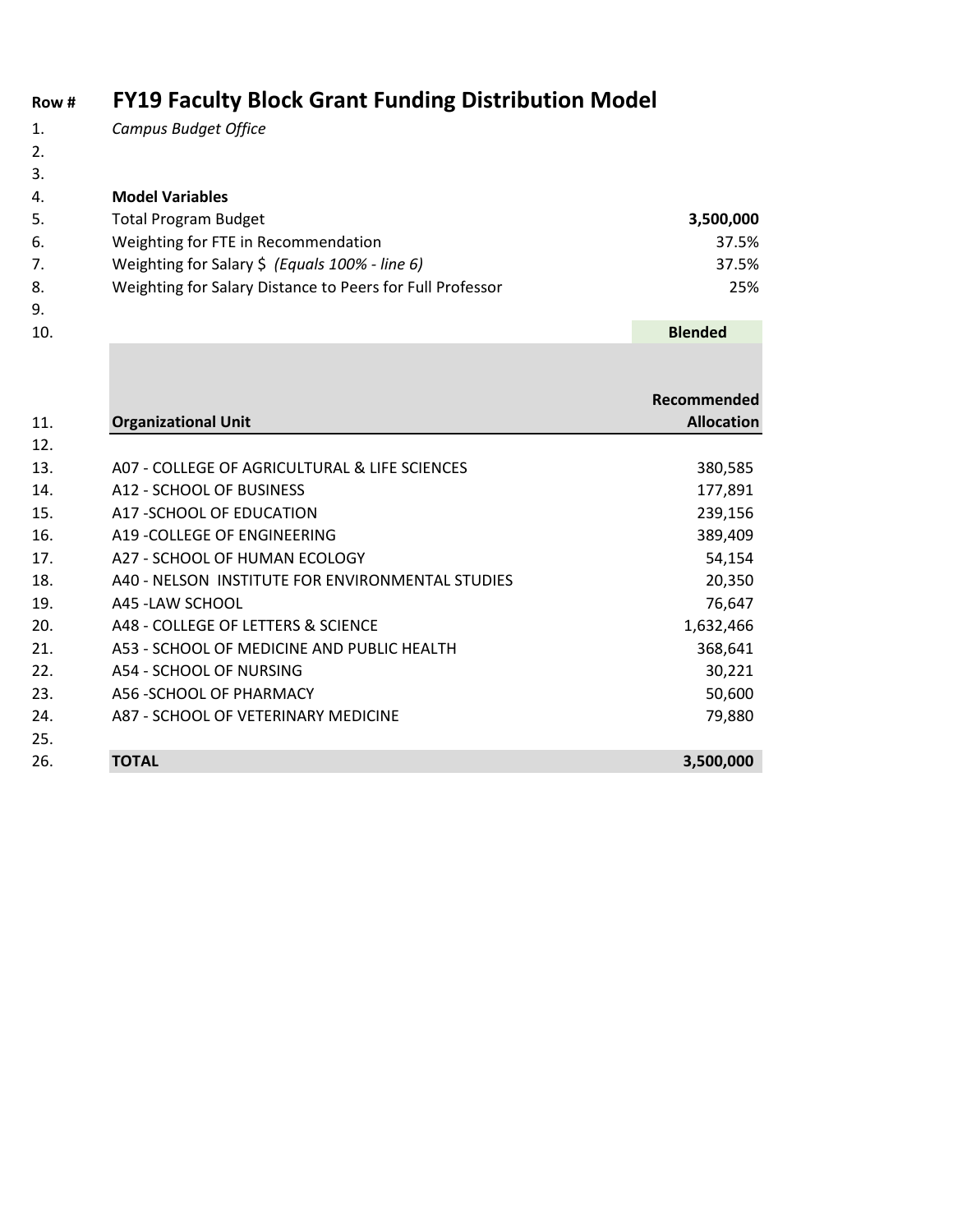| Row # | **FY19 Faculty Block Grant Funding Distribution Model** | |
|---|---|---|
| 1. | *Campus Budget Office* | |
| 2. | | |
| 3. | | |
| 4. | **Model Variables** | |
| 5. | Total Program Budget | **3,500,000** |
| 6. | Weighting for FTE in Recommendation | 37.5% |
| 7. | Weighting for Salary $ *(Equals 100% - line 6)* | 37.5% |
| 8. | Weighting for Salary Distance to Peers for Full Professor | 25% |
| 9. | | |
| 10. | | **Blended** |
| 11. | **Organizational Unit** | **Recommended Allocation** |
| 12. | | |
| 13. | A07 - COLLEGE OF AGRICULTURAL & LIFE SCIENCES | 380,585 |
| 14. | A12 - SCHOOL OF BUSINESS | 177,891 |
| 15. | A17 -SCHOOL OF EDUCATION | 239,156 |
| 16. | A19 -COLLEGE OF ENGINEERING | 389,409 |
| 17. | A27 - SCHOOL OF HUMAN ECOLOGY | 54,154 |
| 18. | A40 - NELSON INSTITUTE FOR ENVIRONMENTAL STUDIES | 20,350 |
| 19. | A45 -LAW SCHOOL | 76,647 |
| 20. | A48 - COLLEGE OF LETTERS & SCIENCE | 1,632,466 |
| 21. | A53 - SCHOOL OF MEDICINE AND PUBLIC HEALTH | 368,641 |
| 22. | A54 - SCHOOL OF NURSING | 30,221 |
| 23. | A56 -SCHOOL OF PHARMACY | 50,600 |
| 24. | A87 - SCHOOL OF VETERINARY MEDICINE | 79,880 |
| 25. | | |
| 26. | **TOTAL** | **3,500,000** |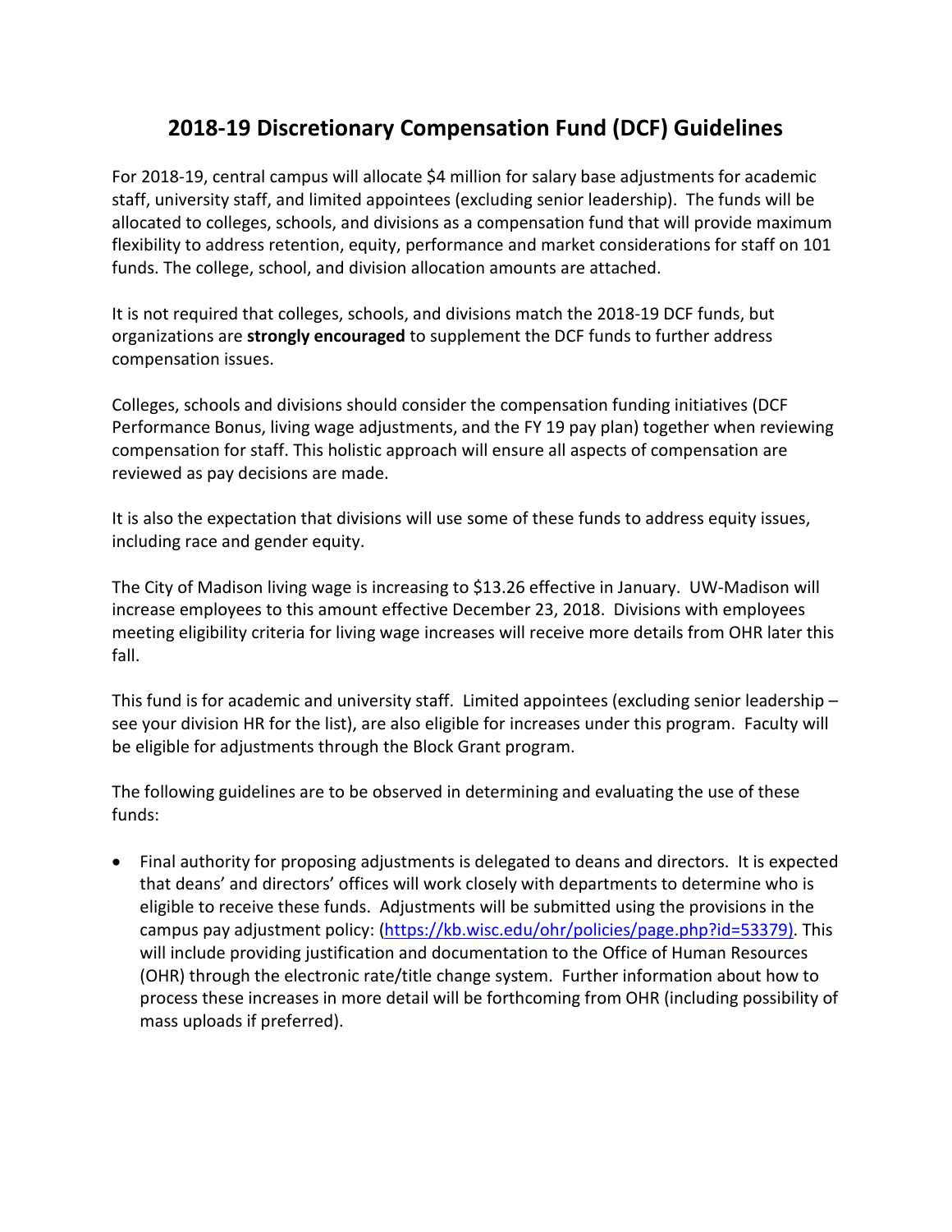# 2018-19 Discretionary Compensation Fund (DCF) Guidelines

For 2018-19, central campus will allocate $4 million for salary base adjustments for academic staff, university staff, and limited appointees (excluding senior leadership). The funds will be allocated to colleges, schools, and divisions as a compensation fund that will provide maximum flexibility to address retention, equity, performance and market considerations for staff on 101 funds. The college, school, and division allocation amounts are attached.

It is not required that colleges, schools, and divisions match the 2018-19 DCF funds, but organizations are **strongly encouraged** to supplement the DCF funds to further address compensation issues.

Colleges, schools and divisions should consider the compensation funding initiatives (DCF Performance Bonus, living wage adjustments, and the FY 19 pay plan) together when reviewing compensation for staff. This holistic approach will ensure all aspects of compensation are reviewed as pay decisions are made.

It is also the expectation that divisions will use some of these funds to address equity issues, including race and gender equity.

The City of Madison living wage is increasing to $13.26 effective in January. UW-Madison will increase employees to this amount effective December 23, 2018. Divisions with employees meeting eligibility criteria for living wage increases will receive more details from OHR later this fall.

This fund is for academic and university staff. Limited appointees (excluding senior leadership – see your division HR for the list), are also eligible for increases under this program. Faculty will be eligible for adjustments through the Block Grant program.

The following guidelines are to be observed in determining and evaluating the use of these funds:

- Final authority for proposing adjustments is delegated to deans and directors. It is expected that deans' and directors' offices will work closely with departments to determine who is eligible to receive these funds. Adjustments will be submitted using the provisions in the campus pay adjustment policy: (https://kb.wisc.edu/ohr/policies/page.php?id=53379). This will include providing justification and documentation to the Office of Human Resources (OHR) through the electronic rate/title change system. Further information about how to process these increases in more detail will be forthcoming from OHR (including possibility of mass uploads if preferred).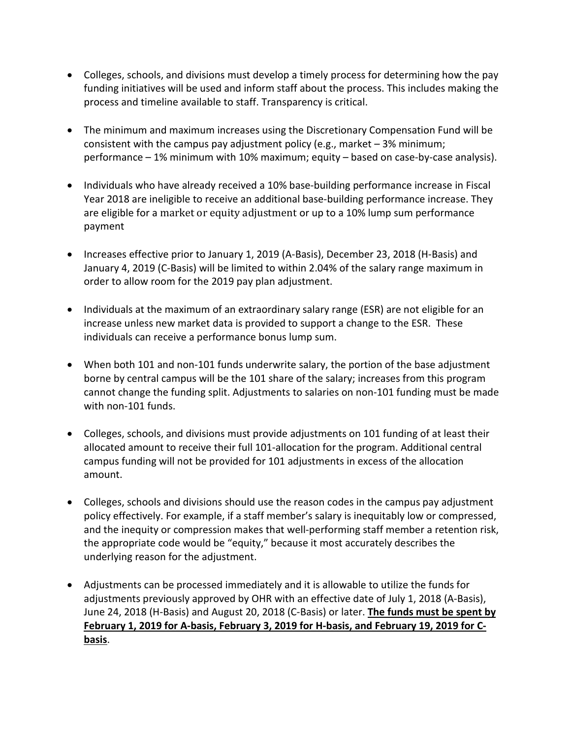- Colleges, schools, and divisions must develop a timely process for determining how the pay funding initiatives will be used and inform staff about the process. This includes making the process and timeline available to staff. Transparency is critical.

- The minimum and maximum increases using the Discretionary Compensation Fund will be consistent with the campus pay adjustment policy (e.g., market – 3% minimum; performance – 1% minimum with 10% maximum; equity – based on case-by-case analysis).

- Individuals who have already received a 10% base-building performance increase in Fiscal Year 2018 are ineligible to receive an additional base-building performance increase. They are eligible for a market or equity adjustment or up to a 10% lump sum performance payment

- Increases effective prior to January 1, 2019 (A-Basis), December 23, 2018 (H-Basis) and January 4, 2019 (C-Basis) will be limited to within 2.04% of the salary range maximum in order to allow room for the 2019 pay plan adjustment.

- Individuals at the maximum of an extraordinary salary range (ESR) are not eligible for an increase unless new market data is provided to support a change to the ESR. These individuals can receive a performance bonus lump sum.

- When both 101 and non-101 funds underwrite salary, the portion of the base adjustment borne by central campus will be the 101 share of the salary; increases from this program cannot change the funding split. Adjustments to salaries on non-101 funding must be made with non-101 funds.

- Colleges, schools, and divisions must provide adjustments on 101 funding of at least their allocated amount to receive their full 101-allocation for the program. Additional central campus funding will not be provided for 101 adjustments in excess of the allocation amount.

- Colleges, schools and divisions should use the reason codes in the campus pay adjustment policy effectively. For example, if a staff member's salary is inequitably low or compressed, and the inequity or compression makes that well-performing staff member a retention risk, the appropriate code would be "equity," because it most accurately describes the underlying reason for the adjustment.

- Adjustments can be processed immediately and it is allowable to utilize the funds for adjustments previously approved by OHR with an effective date of July 1, 2018 (A-Basis), June 24, 2018 (H-Basis) and August 20, 2018 (C-Basis) or later. **The funds must be spent by February 1, 2019 for A-basis, February 3, 2019 for H-basis, and February 19, 2019 for C-basis**.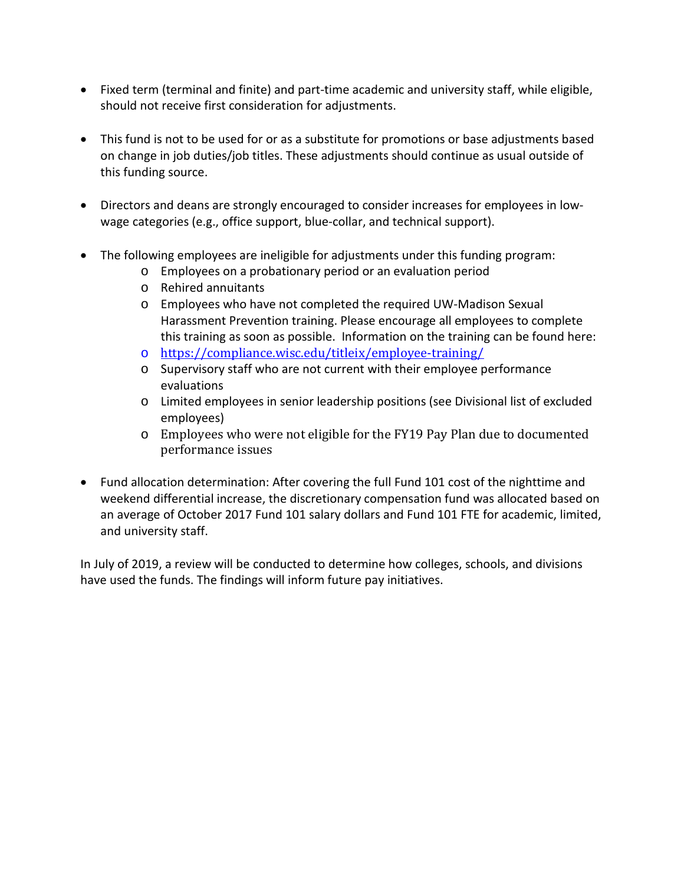- Fixed term (terminal and finite) and part-time academic and university staff, while eligible, should not receive first consideration for adjustments.

- This fund is not to be used for or as a substitute for promotions or base adjustments based on change in job duties/job titles. These adjustments should continue as usual outside of this funding source.

- Directors and deans are strongly encouraged to consider increases for employees in low-wage categories (e.g., office support, blue-collar, and technical support).

- The following employees are ineligible for adjustments under this funding program:
  - Employees on a probationary period or an evaluation period
  - Rehired annuitants
  - Employees who have not completed the required UW-Madison Sexual Harassment Prevention training. Please encourage all employees to complete this training as soon as possible. Information on the training can be found here:
  - https://compliance.wisc.edu/titleix/employee-training/
  - Supervisory staff who are not current with their employee performance evaluations
  - Limited employees in senior leadership positions (see Divisional list of excluded employees)
  - Employees who were not eligible for the FY19 Pay Plan due to documented performance issues

- Fund allocation determination: After covering the full Fund 101 cost of the nighttime and weekend differential increase, the discretionary compensation fund was allocated based on an average of October 2017 Fund 101 salary dollars and Fund 101 FTE for academic, limited, and university staff.

In July of 2019, a review will be conducted to determine how colleges, schools, and divisions have used the funds. The findings will inform future pay initiatives.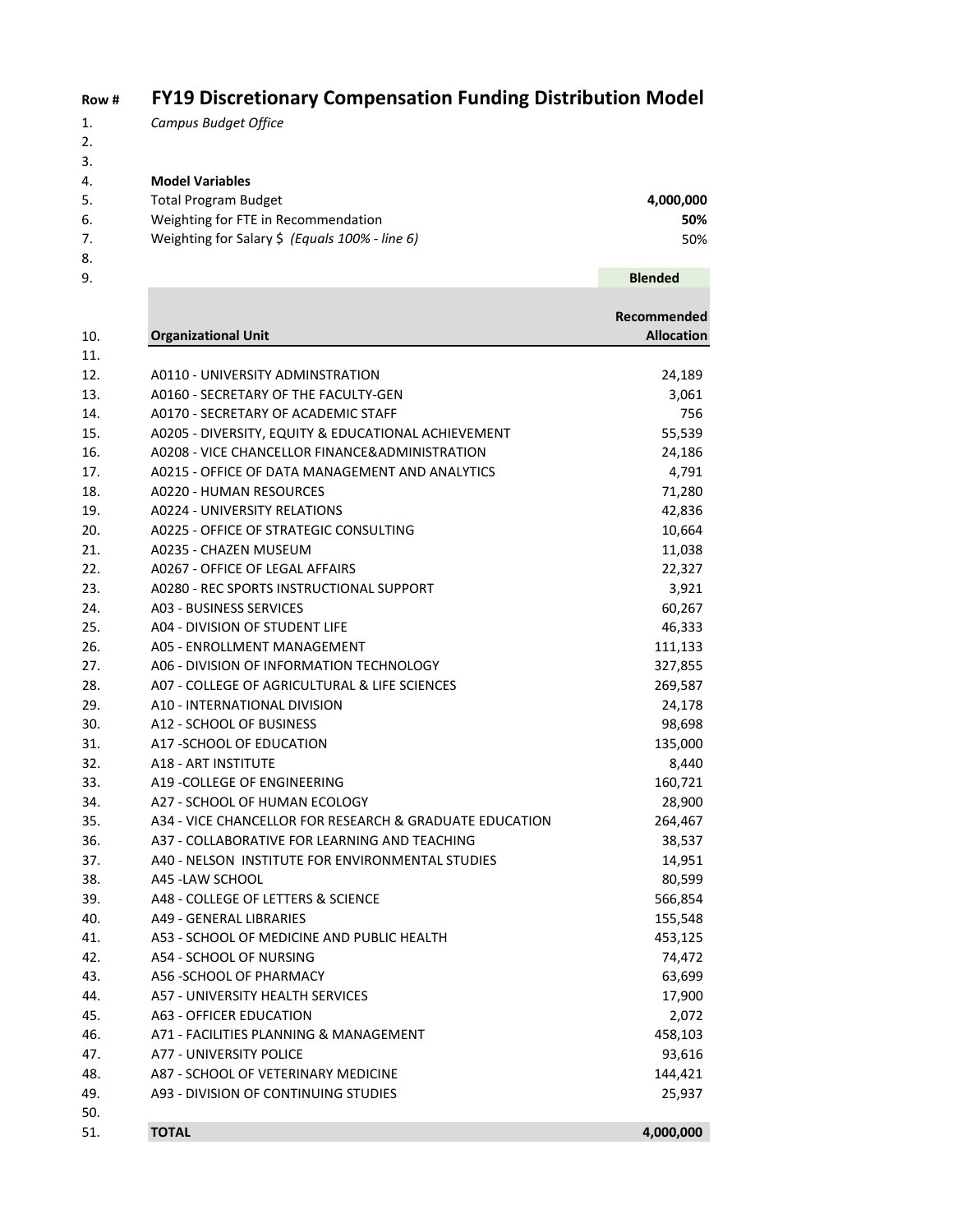| Row # | FY19 Discretionary Compensation Funding Distribution Model | |
|---|---|---|
| 1. | *Campus Budget Office* | |
| 2. | | |
| 3. | | |
| 4. | **Model Variables** | |
| 5. | Total Program Budget | **4,000,000** |
| 6. | Weighting for FTE in Recommendation | **50%** |
| 7. | Weighting for Salary $ *(Equals 100% - line 6)* | 50% |
| 8. | | |
| 9. | | **Blended** |
| 10. | **Organizational Unit** | **Recommended Allocation** |
| 11. | | |
| 12. | A0110 - UNIVERSITY ADMINSTRATION | 24,189 |
| 13. | A0160 - SECRETARY OF THE FACULTY-GEN | 3,061 |
| 14. | A0170 - SECRETARY OF ACADEMIC STAFF | 756 |
| 15. | A0205 - DIVERSITY, EQUITY & EDUCATIONAL ACHIEVEMENT | 55,539 |
| 16. | A0208 - VICE CHANCELLOR FINANCE&ADMINISTRATION | 24,186 |
| 17. | A0215 - OFFICE OF DATA MANAGEMENT AND ANALYTICS | 4,791 |
| 18. | A0220 - HUMAN RESOURCES | 71,280 |
| 19. | A0224 - UNIVERSITY RELATIONS | 42,836 |
| 20. | A0225 - OFFICE OF STRATEGIC CONSULTING | 10,664 |
| 21. | A0235 - CHAZEN MUSEUM | 11,038 |
| 22. | A0267 - OFFICE OF LEGAL AFFAIRS | 22,327 |
| 23. | A0280 - REC SPORTS INSTRUCTIONAL SUPPORT | 3,921 |
| 24. | A03 - BUSINESS SERVICES | 60,267 |
| 25. | A04 - DIVISION OF STUDENT LIFE | 46,333 |
| 26. | A05 - ENROLLMENT MANAGEMENT | 111,133 |
| 27. | A06 - DIVISION OF INFORMATION TECHNOLOGY | 327,855 |
| 28. | A07 - COLLEGE OF AGRICULTURAL & LIFE SCIENCES | 269,587 |
| 29. | A10 - INTERNATIONAL DIVISION | 24,178 |
| 30. | A12 - SCHOOL OF BUSINESS | 98,698 |
| 31. | A17 -SCHOOL OF EDUCATION | 135,000 |
| 32. | A18 - ART INSTITUTE | 8,440 |
| 33. | A19 -COLLEGE OF ENGINEERING | 160,721 |
| 34. | A27 - SCHOOL OF HUMAN ECOLOGY | 28,900 |
| 35. | A34 - VICE CHANCELLOR FOR RESEARCH & GRADUATE EDUCATION | 264,467 |
| 36. | A37 - COLLABORATIVE FOR LEARNING AND TEACHING | 38,537 |
| 37. | A40 - NELSON INSTITUTE FOR ENVIRONMENTAL STUDIES | 14,951 |
| 38. | A45 -LAW SCHOOL | 80,599 |
| 39. | A48 - COLLEGE OF LETTERS & SCIENCE | 566,854 |
| 40. | A49 - GENERAL LIBRARIES | 155,548 |
| 41. | A53 - SCHOOL OF MEDICINE AND PUBLIC HEALTH | 453,125 |
| 42. | A54 - SCHOOL OF NURSING | 74,472 |
| 43. | A56 -SCHOOL OF PHARMACY | 63,699 |
| 44. | A57 - UNIVERSITY HEALTH SERVICES | 17,900 |
| 45. | A63 - OFFICER EDUCATION | 2,072 |
| 46. | A71 - FACILITIES PLANNING & MANAGEMENT | 458,103 |
| 47. | A77 - UNIVERSITY POLICE | 93,616 |
| 48. | A87 - SCHOOL OF VETERINARY MEDICINE | 144,421 |
| 49. | A93 - DIVISION OF CONTINUING STUDIES | 25,937 |
| 50. | | |
| 51. | **TOTAL** | **4,000,000** |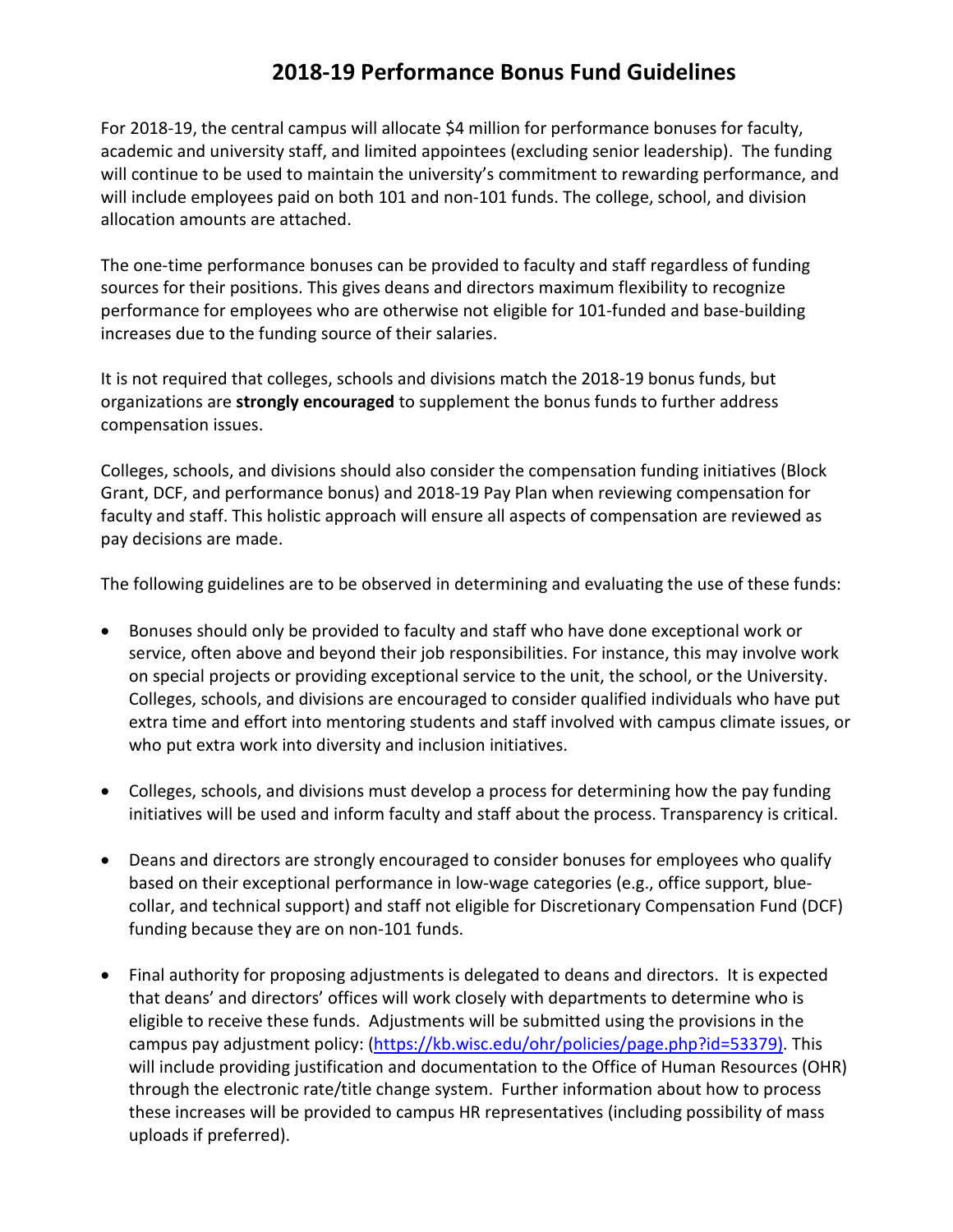# 2018-19 Performance Bonus Fund Guidelines

For 2018-19, the central campus will allocate $4 million for performance bonuses for faculty, academic and university staff, and limited appointees (excluding senior leadership). The funding will continue to be used to maintain the university's commitment to rewarding performance, and will include employees paid on both 101 and non-101 funds. The college, school, and division allocation amounts are attached.

The one-time performance bonuses can be provided to faculty and staff regardless of funding sources for their positions. This gives deans and directors maximum flexibility to recognize performance for employees who are otherwise not eligible for 101-funded and base-building increases due to the funding source of their salaries.

It is not required that colleges, schools and divisions match the 2018-19 bonus funds, but organizations are **strongly encouraged** to supplement the bonus funds to further address compensation issues.

Colleges, schools, and divisions should also consider the compensation funding initiatives (Block Grant, DCF, and performance bonus) and 2018-19 Pay Plan when reviewing compensation for faculty and staff. This holistic approach will ensure all aspects of compensation are reviewed as pay decisions are made.

The following guidelines are to be observed in determining and evaluating the use of these funds:

- Bonuses should only be provided to faculty and staff who have done exceptional work or service, often above and beyond their job responsibilities. For instance, this may involve work on special projects or providing exceptional service to the unit, the school, or the University. Colleges, schools, and divisions are encouraged to consider qualified individuals who have put extra time and effort into mentoring students and staff involved with campus climate issues, or who put extra work into diversity and inclusion initiatives.

- Colleges, schools, and divisions must develop a process for determining how the pay funding initiatives will be used and inform faculty and staff about the process. Transparency is critical.

- Deans and directors are strongly encouraged to consider bonuses for employees who qualify based on their exceptional performance in low-wage categories (e.g., office support, blue-collar, and technical support) and staff not eligible for Discretionary Compensation Fund (DCF) funding because they are on non-101 funds.

- Final authority for proposing adjustments is delegated to deans and directors. It is expected that deans' and directors' offices will work closely with departments to determine who is eligible to receive these funds. Adjustments will be submitted using the provisions in the campus pay adjustment policy: (https://kb.wisc.edu/ohr/policies/page.php?id=53379). This will include providing justification and documentation to the Office of Human Resources (OHR) through the electronic rate/title change system. Further information about how to process these increases will be provided to campus HR representatives (including possibility of mass uploads if preferred).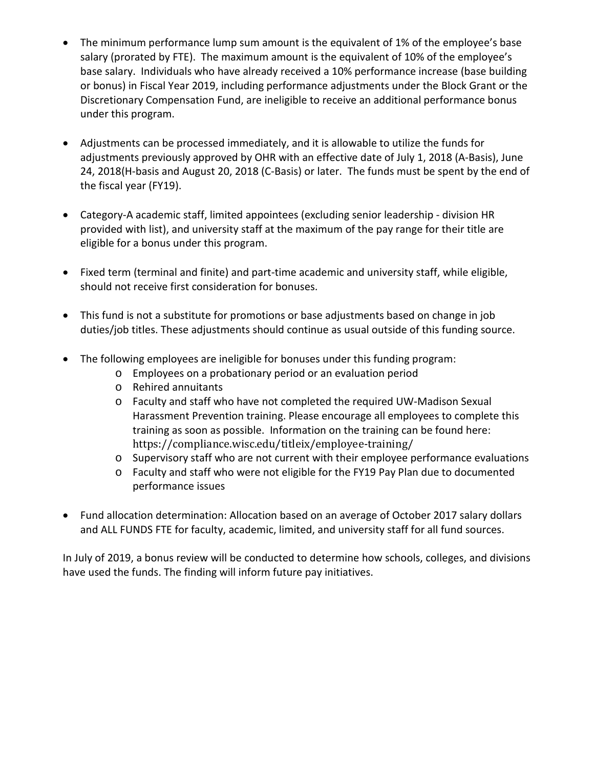- The minimum performance lump sum amount is the equivalent of 1% of the employee's base salary (prorated by FTE). The maximum amount is the equivalent of 10% of the employee's base salary. Individuals who have already received a 10% performance increase (base building or bonus) in Fiscal Year 2019, including performance adjustments under the Block Grant or the Discretionary Compensation Fund, are ineligible to receive an additional performance bonus under this program.

- Adjustments can be processed immediately, and it is allowable to utilize the funds for adjustments previously approved by OHR with an effective date of July 1, 2018 (A-Basis), June 24, 2018(H-basis and August 20, 2018 (C-Basis) or later. The funds must be spent by the end of the fiscal year (FY19).

- Category-A academic staff, limited appointees (excluding senior leadership - division HR provided with list), and university staff at the maximum of the pay range for their title are eligible for a bonus under this program.

- Fixed term (terminal and finite) and part-time academic and university staff, while eligible, should not receive first consideration for bonuses.

- This fund is not a substitute for promotions or base adjustments based on change in job duties/job titles. These adjustments should continue as usual outside of this funding source.

- The following employees are ineligible for bonuses under this funding program:
  - Employees on a probationary period or an evaluation period
  - Rehired annuitants
  - Faculty and staff who have not completed the required UW-Madison Sexual Harassment Prevention training. Please encourage all employees to complete this training as soon as possible. Information on the training can be found here: https://compliance.wisc.edu/titleix/employee-training/
  - Supervisory staff who are not current with their employee performance evaluations
  - Faculty and staff who were not eligible for the FY19 Pay Plan due to documented performance issues

- Fund allocation determination: Allocation based on an average of October 2017 salary dollars and ALL FUNDS FTE for faculty, academic, limited, and university staff for all fund sources.

In July of 2019, a bonus review will be conducted to determine how schools, colleges, and divisions have used the funds. The finding will inform future pay initiatives.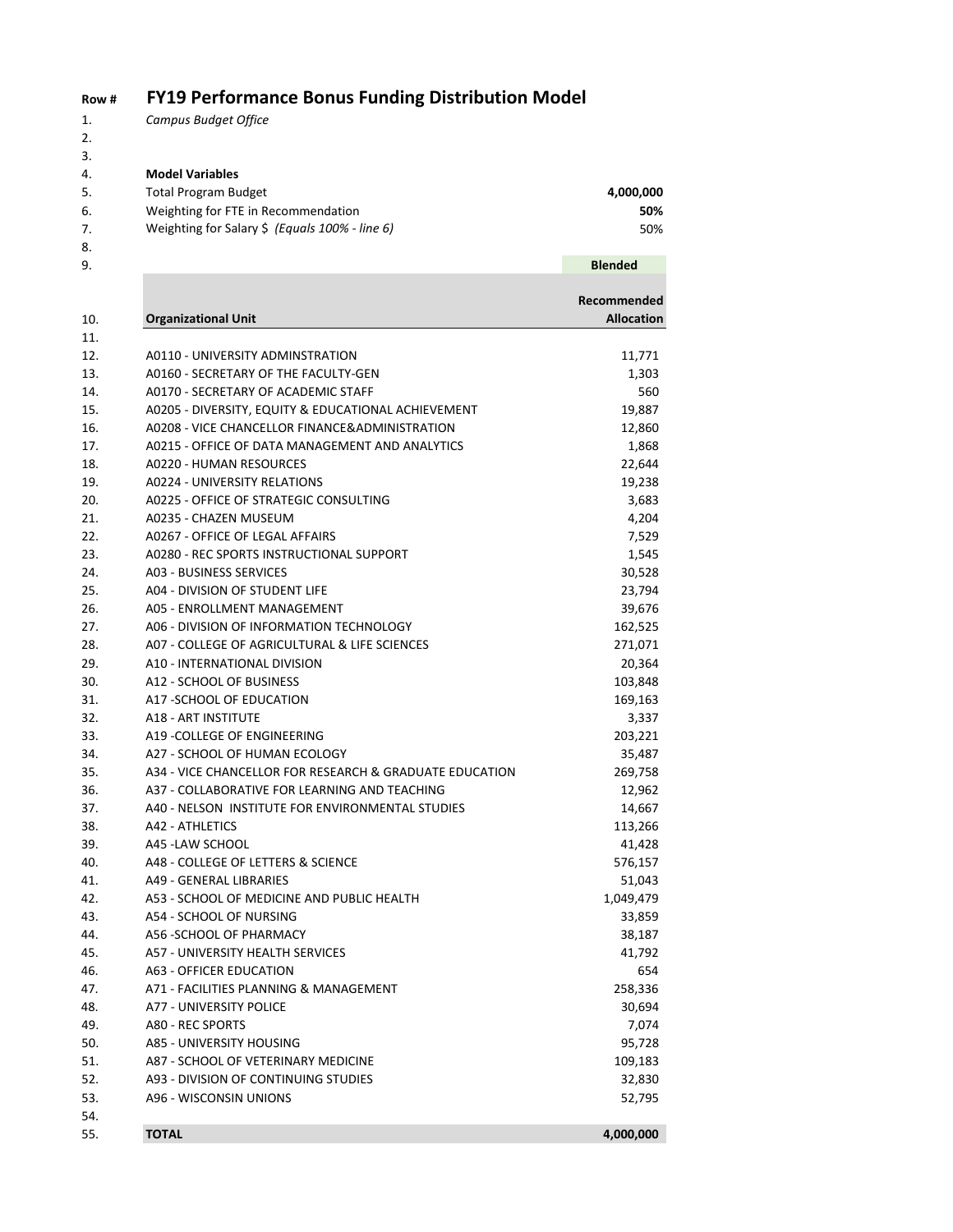| Row # | FY19 Performance Bonus Funding Distribution Model | |
|---|---|---|
| 1. | *Campus Budget Office* | |
| 2. | | |
| 3. | | |
| 4. | **Model Variables** | |
| 5. | Total Program Budget | **4,000,000** |
| 6. | Weighting for FTE in Recommendation | **50%** |
| 7. | Weighting for Salary $ *(Equals 100% - line 6)* | 50% |
| 8. | | |
| 9. | | **Blended** |
| 10. | **Organizational Unit** | **Recommended Allocation** |
| 11. | | |
| 12. | A0110 - UNIVERSITY ADMINSTRATION | 11,771 |
| 13. | A0160 - SECRETARY OF THE FACULTY-GEN | 1,303 |
| 14. | A0170 - SECRETARY OF ACADEMIC STAFF | 560 |
| 15. | A0205 - DIVERSITY, EQUITY & EDUCATIONAL ACHIEVEMENT | 19,887 |
| 16. | A0208 - VICE CHANCELLOR FINANCE&ADMINISTRATION | 12,860 |
| 17. | A0215 - OFFICE OF DATA MANAGEMENT AND ANALYTICS | 1,868 |
| 18. | A0220 - HUMAN RESOURCES | 22,644 |
| 19. | A0224 - UNIVERSITY RELATIONS | 19,238 |
| 20. | A0225 - OFFICE OF STRATEGIC CONSULTING | 3,683 |
| 21. | A0235 - CHAZEN MUSEUM | 4,204 |
| 22. | A0267 - OFFICE OF LEGAL AFFAIRS | 7,529 |
| 23. | A0280 - REC SPORTS INSTRUCTIONAL SUPPORT | 1,545 |
| 24. | A03 - BUSINESS SERVICES | 30,528 |
| 25. | A04 - DIVISION OF STUDENT LIFE | 23,794 |
| 26. | A05 - ENROLLMENT MANAGEMENT | 39,676 |
| 27. | A06 - DIVISION OF INFORMATION TECHNOLOGY | 162,525 |
| 28. | A07 - COLLEGE OF AGRICULTURAL & LIFE SCIENCES | 271,071 |
| 29. | A10 - INTERNATIONAL DIVISION | 20,364 |
| 30. | A12 - SCHOOL OF BUSINESS | 103,848 |
| 31. | A17 -SCHOOL OF EDUCATION | 169,163 |
| 32. | A18 - ART INSTITUTE | 3,337 |
| 33. | A19 -COLLEGE OF ENGINEERING | 203,221 |
| 34. | A27 - SCHOOL OF HUMAN ECOLOGY | 35,487 |
| 35. | A34 - VICE CHANCELLOR FOR RESEARCH & GRADUATE EDUCATION | 269,758 |
| 36. | A37 - COLLABORATIVE FOR LEARNING AND TEACHING | 12,962 |
| 37. | A40 - NELSON INSTITUTE FOR ENVIRONMENTAL STUDIES | 14,667 |
| 38. | A42 - ATHLETICS | 113,266 |
| 39. | A45 -LAW SCHOOL | 41,428 |
| 40. | A48 - COLLEGE OF LETTERS & SCIENCE | 576,157 |
| 41. | A49 - GENERAL LIBRARIES | 51,043 |
| 42. | A53 - SCHOOL OF MEDICINE AND PUBLIC HEALTH | 1,049,479 |
| 43. | A54 - SCHOOL OF NURSING | 33,859 |
| 44. | A56 -SCHOOL OF PHARMACY | 38,187 |
| 45. | A57 - UNIVERSITY HEALTH SERVICES | 41,792 |
| 46. | A63 - OFFICER EDUCATION | 654 |
| 47. | A71 - FACILITIES PLANNING & MANAGEMENT | 258,336 |
| 48. | A77 - UNIVERSITY POLICE | 30,694 |
| 49. | A80 - REC SPORTS | 7,074 |
| 50. | A85 - UNIVERSITY HOUSING | 95,728 |
| 51. | A87 - SCHOOL OF VETERINARY MEDICINE | 109,183 |
| 52. | A93 - DIVISION OF CONTINUING STUDIES | 32,830 |
| 53. | A96 - WISCONSIN UNIONS | 52,795 |
| 54. | | |
| 55. | **TOTAL** | **4,000,000** |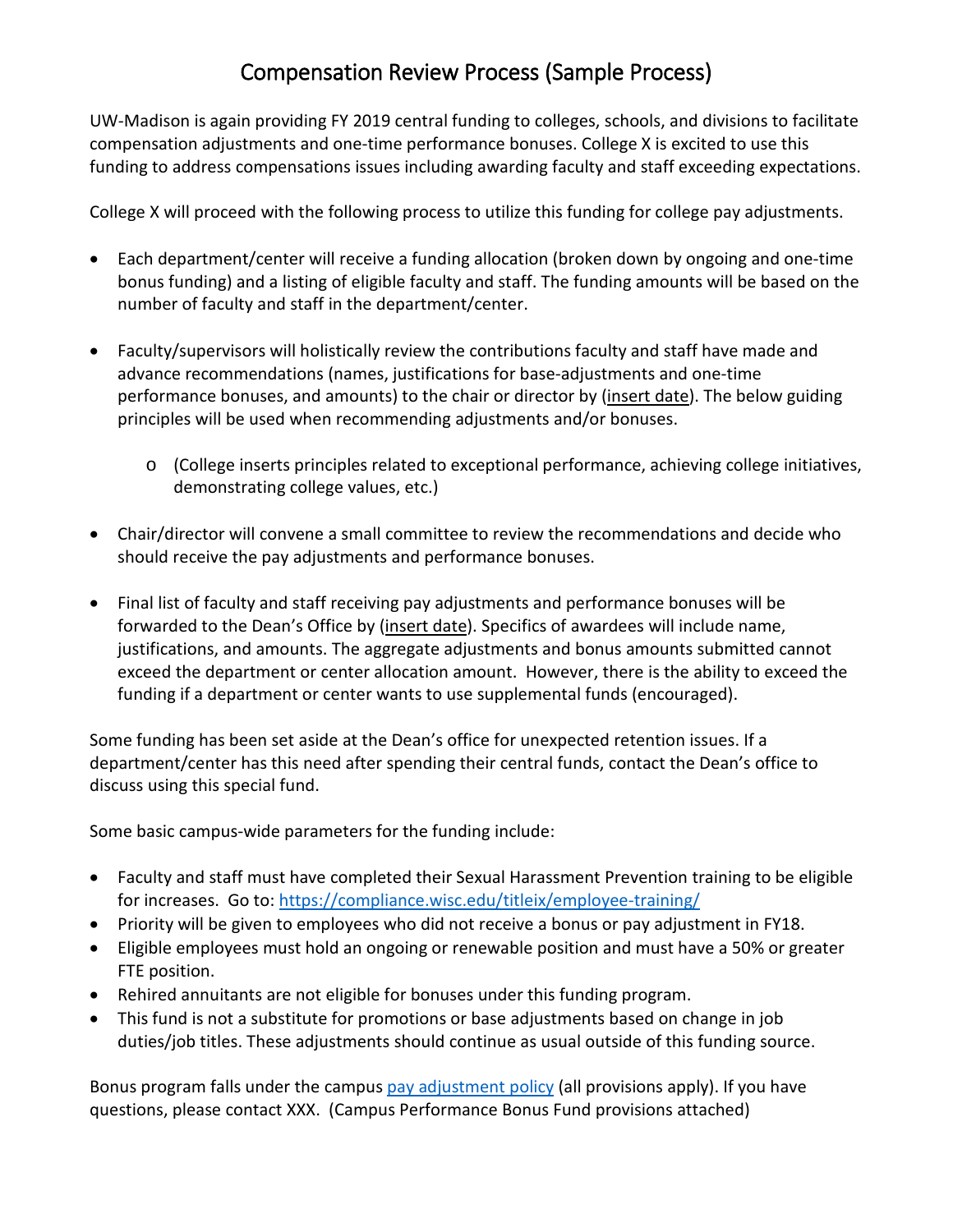# Compensation Review Process (Sample Process)

UW-Madison is again providing FY 2019 central funding to colleges, schools, and divisions to facilitate compensation adjustments and one-time performance bonuses. College X is excited to use this funding to address compensations issues including awarding faculty and staff exceeding expectations.

College X will proceed with the following process to utilize this funding for college pay adjustments.

- Each department/center will receive a funding allocation (broken down by ongoing and one-time bonus funding) and a listing of eligible faculty and staff. The funding amounts will be based on the number of faculty and staff in the department/center.

- Faculty/supervisors will holistically review the contributions faculty and staff have made and advance recommendations (names, justifications for base-adjustments and one-time performance bonuses, and amounts) to the chair or director by (insert date). The below guiding principles will be used when recommending adjustments and/or bonuses.

  - (College inserts principles related to exceptional performance, achieving college initiatives, demonstrating college values, etc.)

- Chair/director will convene a small committee to review the recommendations and decide who should receive the pay adjustments and performance bonuses.

- Final list of faculty and staff receiving pay adjustments and performance bonuses will be forwarded to the Dean's Office by (insert date). Specifics of awardees will include name, justifications, and amounts. The aggregate adjustments and bonus amounts submitted cannot exceed the department or center allocation amount. However, there is the ability to exceed the funding if a department or center wants to use supplemental funds (encouraged).

Some funding has been set aside at the Dean's office for unexpected retention issues. If a department/center has this need after spending their central funds, contact the Dean's office to discuss using this special fund.

Some basic campus-wide parameters for the funding include:

- Faculty and staff must have completed their Sexual Harassment Prevention training to be eligible for increases. Go to: [https://compliance.wisc.edu/titleix/employee-training/](https://compliance.wisc.edu/titleix/employee-training/)
- Priority will be given to employees who did not receive a bonus or pay adjustment in FY18.
- Eligible employees must hold an ongoing or renewable position and must have a 50% or greater FTE position.
- Rehired annuitants are not eligible for bonuses under this funding program.
- This fund is not a substitute for promotions or base adjustments based on change in job duties/job titles. These adjustments should continue as usual outside of this funding source.

Bonus program falls under the campus pay adjustment policy (all provisions apply). If you have questions, please contact XXX. (Campus Performance Bonus Fund provisions attached)